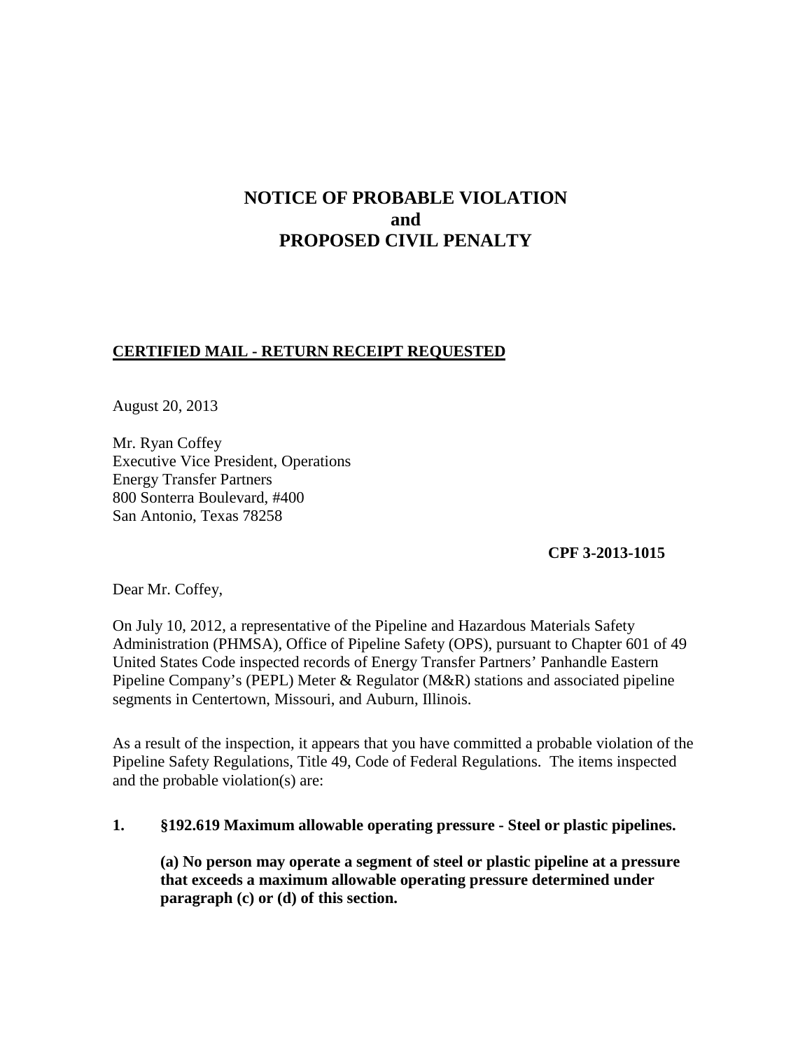# NOTICE OF PROBABLE VIOLATION and PROPOSED CIVIL PENALTY

**CERTIFIED MAIL - RETURN RECEIPT REQUESTED**

August 20, 2013

Mr. Ryan Coffey
Executive Vice President, Operations
Energy Transfer Partners
800 Sonterra Boulevard, #400
San Antonio, Texas 78258

**CPF 3-2013-1015**

Dear Mr. Coffey,

On July 10, 2012, a representative of the Pipeline and Hazardous Materials Safety Administration (PHMSA), Office of Pipeline Safety (OPS), pursuant to Chapter 601 of 49 United States Code inspected records of Energy Transfer Partners' Panhandle Eastern Pipeline Company's (PEPL) Meter & Regulator (M&R) stations and associated pipeline segments in Centertown, Missouri, and Auburn, Illinois.

As a result of the inspection, it appears that you have committed a probable violation of the Pipeline Safety Regulations, Title 49, Code of Federal Regulations. The items inspected and the probable violation(s) are:

**1. §192.619 Maximum allowable operating pressure - Steel or plastic pipelines.**

**(a) No person may operate a segment of steel or plastic pipeline at a pressure that exceeds a maximum allowable operating pressure determined under paragraph (c) or (d) of this section.**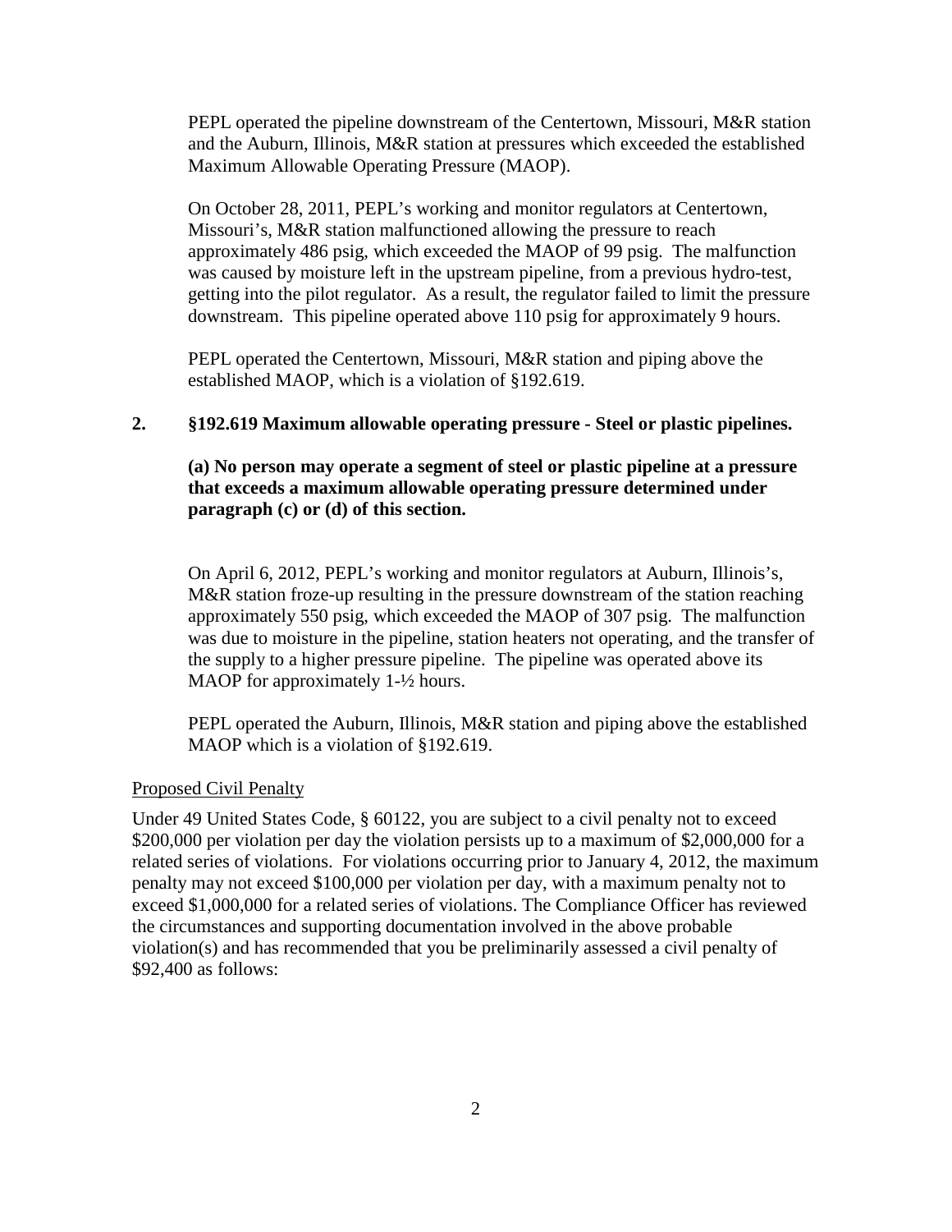PEPL operated the pipeline downstream of the Centertown, Missouri, M&R station and the Auburn, Illinois, M&R station at pressures which exceeded the established Maximum Allowable Operating Pressure (MAOP).

On October 28, 2011, PEPL's working and monitor regulators at Centertown, Missouri's, M&R station malfunctioned allowing the pressure to reach approximately 486 psig, which exceeded the MAOP of 99 psig. The malfunction was caused by moisture left in the upstream pipeline, from a previous hydro-test, getting into the pilot regulator. As a result, the regulator failed to limit the pressure downstream. This pipeline operated above 110 psig for approximately 9 hours.

PEPL operated the Centertown, Missouri, M&R station and piping above the established MAOP, which is a violation of §192.619.

**2. §192.619 Maximum allowable operating pressure - Steel or plastic pipelines.**

**(a) No person may operate a segment of steel or plastic pipeline at a pressure that exceeds a maximum allowable operating pressure determined under paragraph (c) or (d) of this section.**

On April 6, 2012, PEPL's working and monitor regulators at Auburn, Illinois's, M&R station froze-up resulting in the pressure downstream of the station reaching approximately 550 psig, which exceeded the MAOP of 307 psig. The malfunction was due to moisture in the pipeline, station heaters not operating, and the transfer of the supply to a higher pressure pipeline. The pipeline was operated above its MAOP for approximately 1-½ hours.

PEPL operated the Auburn, Illinois, M&R station and piping above the established MAOP which is a violation of §192.619.

Proposed Civil Penalty

Under 49 United States Code, § 60122, you are subject to a civil penalty not to exceed \$200,000 per violation per day the violation persists up to a maximum of \$2,000,000 for a related series of violations. For violations occurring prior to January 4, 2012, the maximum penalty may not exceed \$100,000 per violation per day, with a maximum penalty not to exceed \$1,000,000 for a related series of violations. The Compliance Officer has reviewed the circumstances and supporting documentation involved in the above probable violation(s) and has recommended that you be preliminarily assessed a civil penalty of \$92,400 as follows: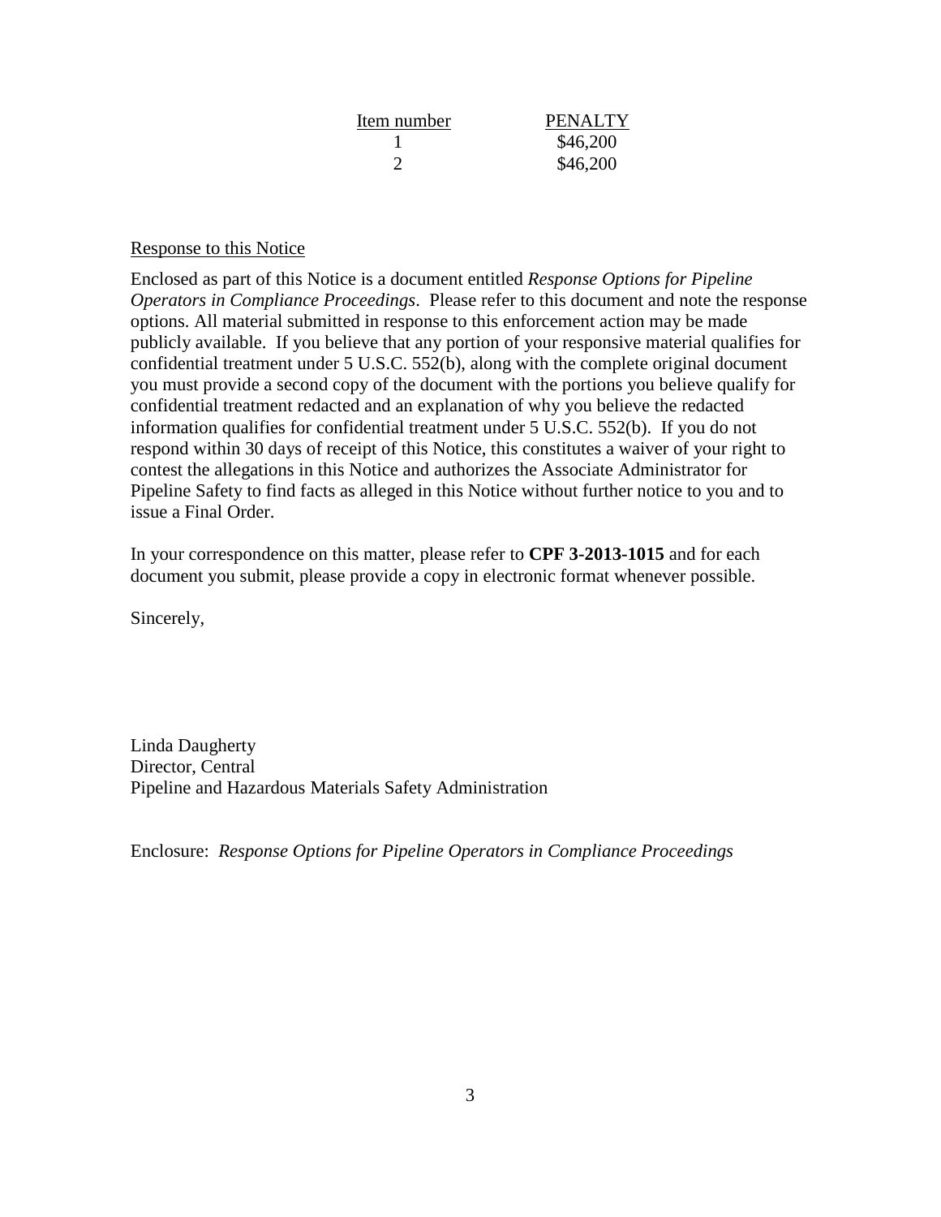| Item number | PENALTY |
|---|---|
| 1 | $46,200 |
| 2 | $46,200 |

Response to this Notice

Enclosed as part of this Notice is a document entitled *Response Options for Pipeline Operators in Compliance Proceedings*. Please refer to this document and note the response options. All material submitted in response to this enforcement action may be made publicly available. If you believe that any portion of your responsive material qualifies for confidential treatment under 5 U.S.C. 552(b), along with the complete original document you must provide a second copy of the document with the portions you believe qualify for confidential treatment redacted and an explanation of why you believe the redacted information qualifies for confidential treatment under 5 U.S.C. 552(b). If you do not respond within 30 days of receipt of this Notice, this constitutes a waiver of your right to contest the allegations in this Notice and authorizes the Associate Administrator for Pipeline Safety to find facts as alleged in this Notice without further notice to you and to issue a Final Order.

In your correspondence on this matter, please refer to **CPF 3-2013-1015** and for each document you submit, please provide a copy in electronic format whenever possible.

Sincerely,

Linda Daugherty
Director, Central
Pipeline and Hazardous Materials Safety Administration

Enclosure: *Response Options for Pipeline Operators in Compliance Proceedings*